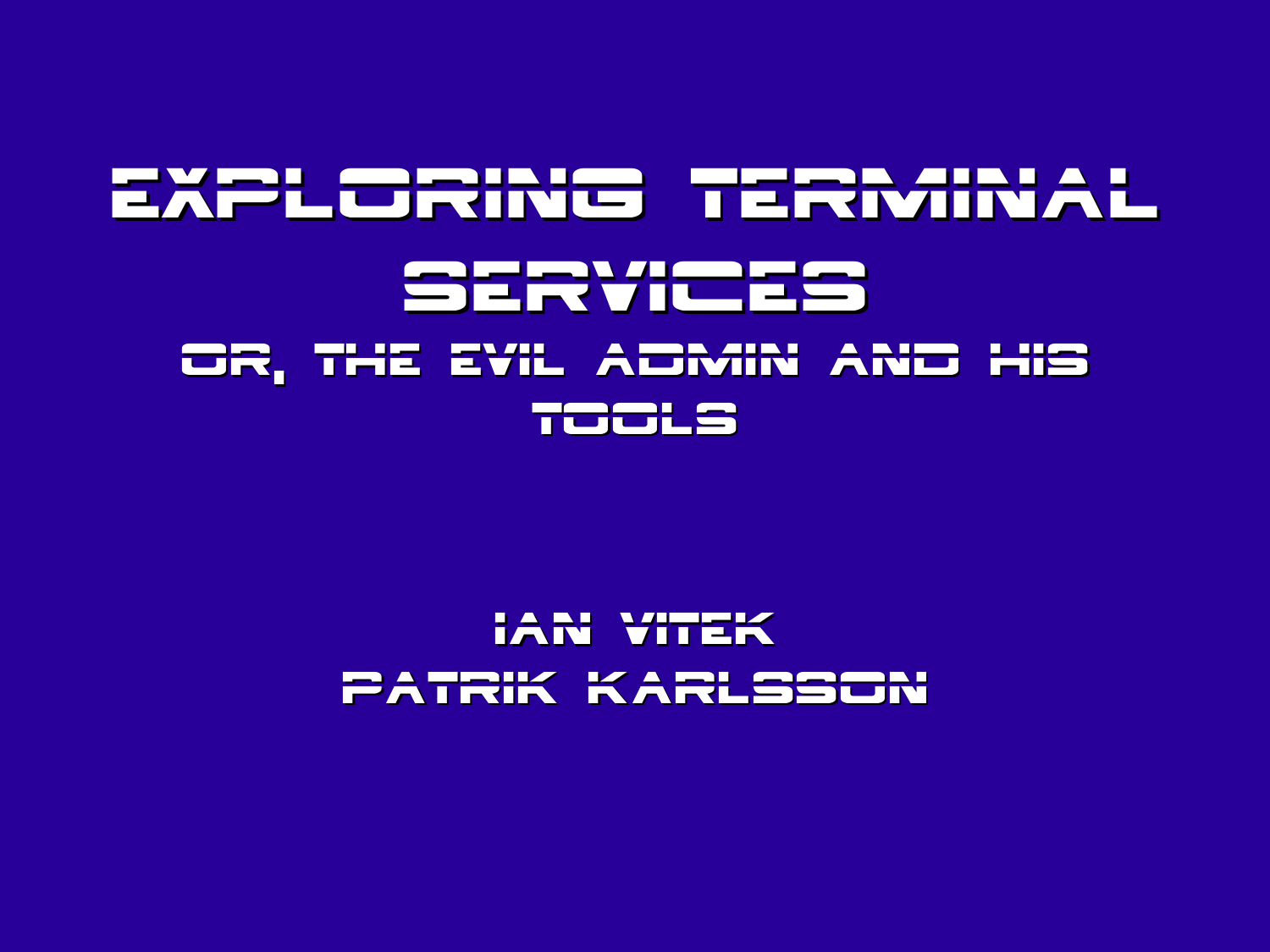# Exploring Terminal Services

## Or, The Evil Admin and His Tools

Ian Vitek

Patrik Karlsson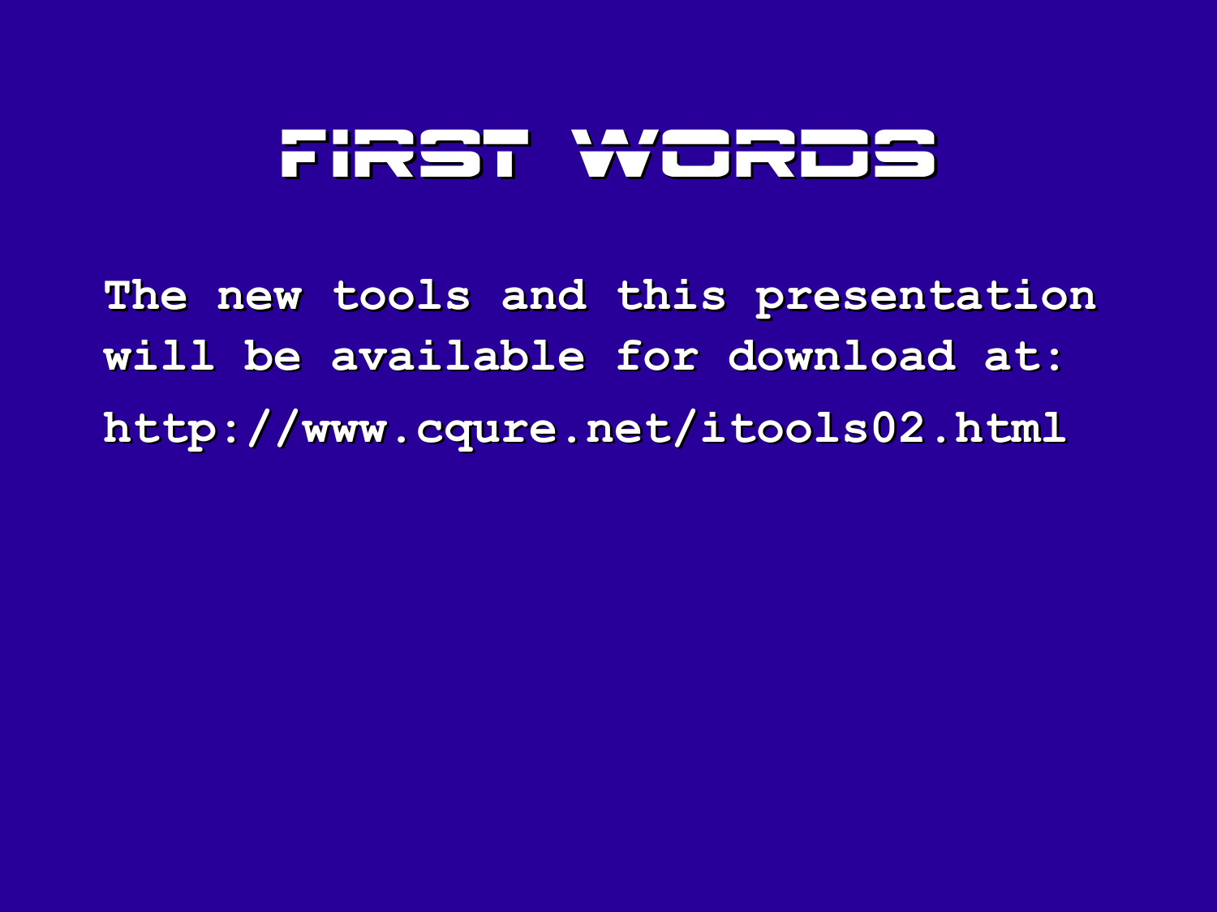# First Words

**The new tools and this presentation will be available for download at:**

**http://www.cqure.net/itools02.html**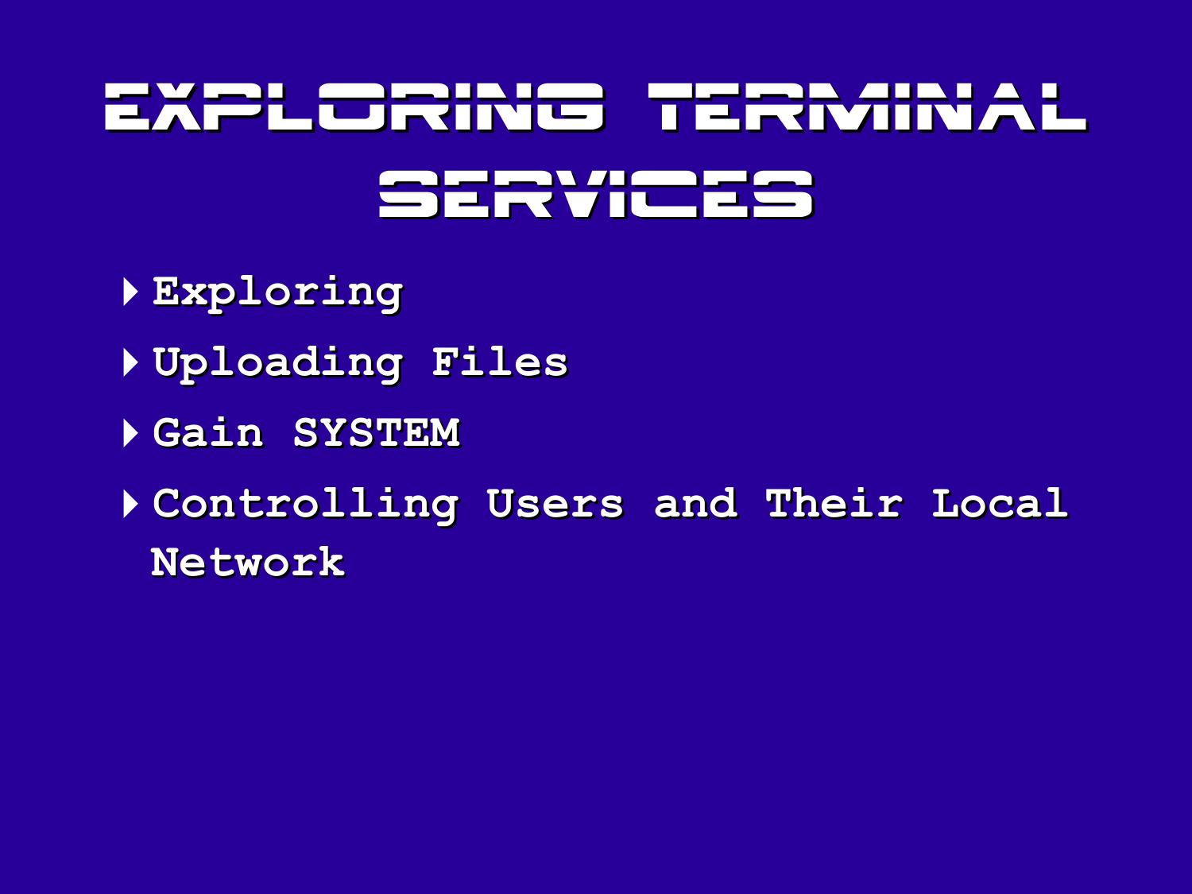# Exploring Terminal Services

- Exploring
- Uploading Files
- Gain SYSTEM
- Controlling Users and Their Local Network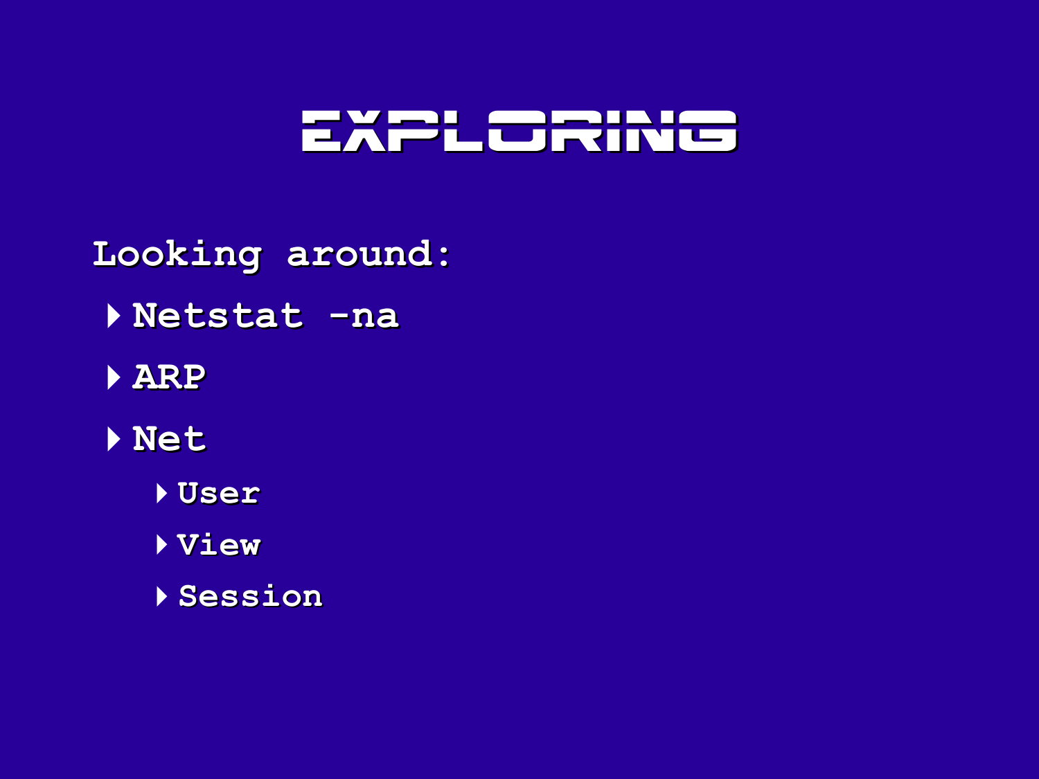# EXPLORING

Looking around:

- Netstat -na
- ARP
- Net
  - User
  - View
  - Session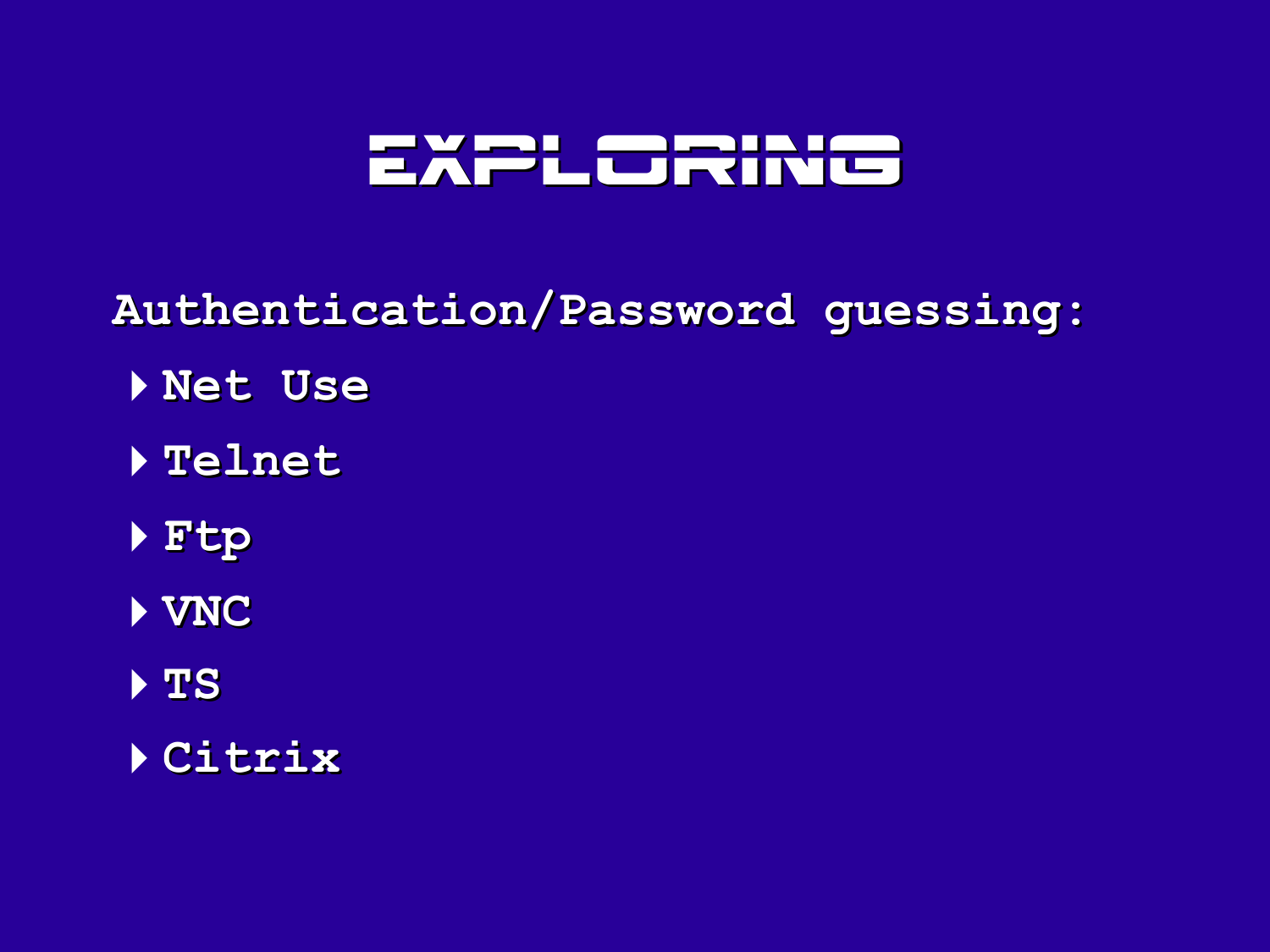# EXPLORING

Authentication/Password guessing:

- Net Use
- Telnet
- Ftp
- VNC
- TS
- Citrix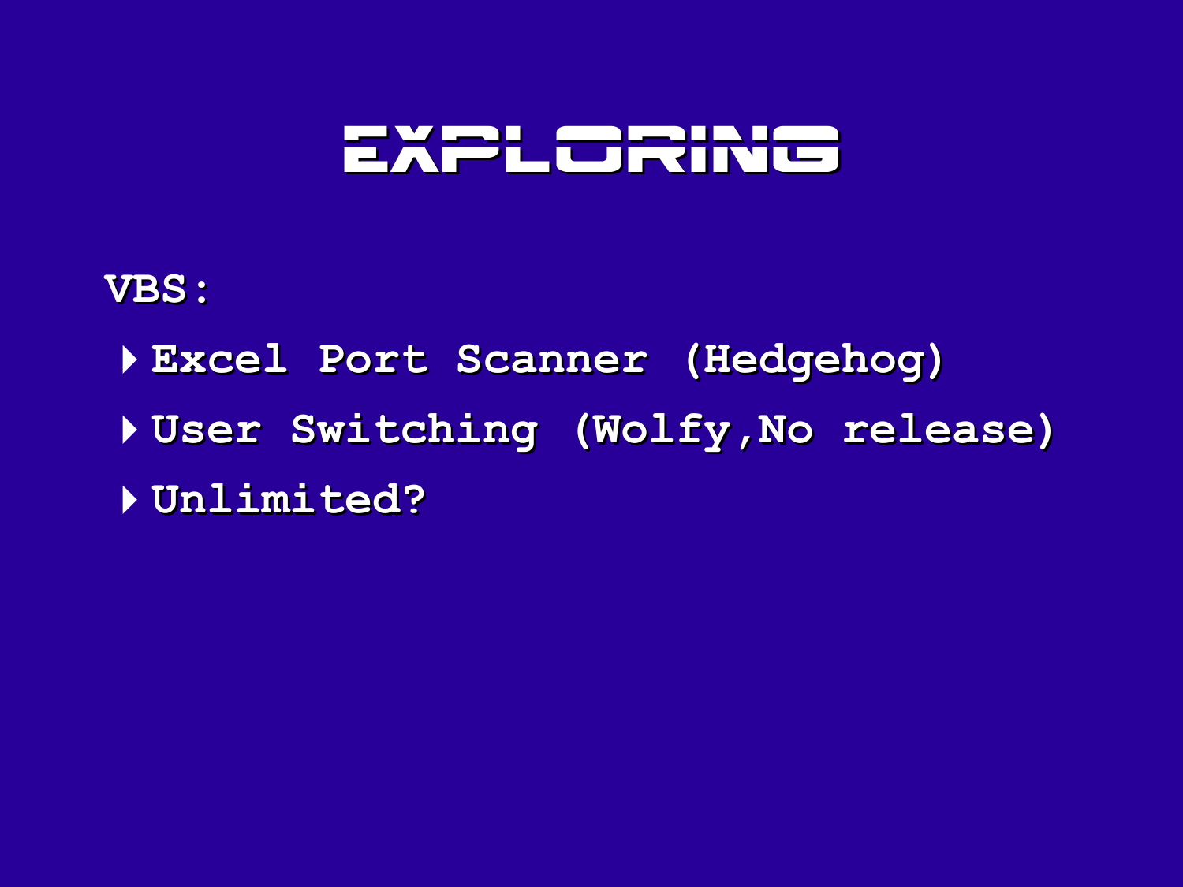# EXPLORING

VBS:

- Excel Port Scanner (Hedgehog)
- User Switching (Wolfy,No release)
- Unlimited?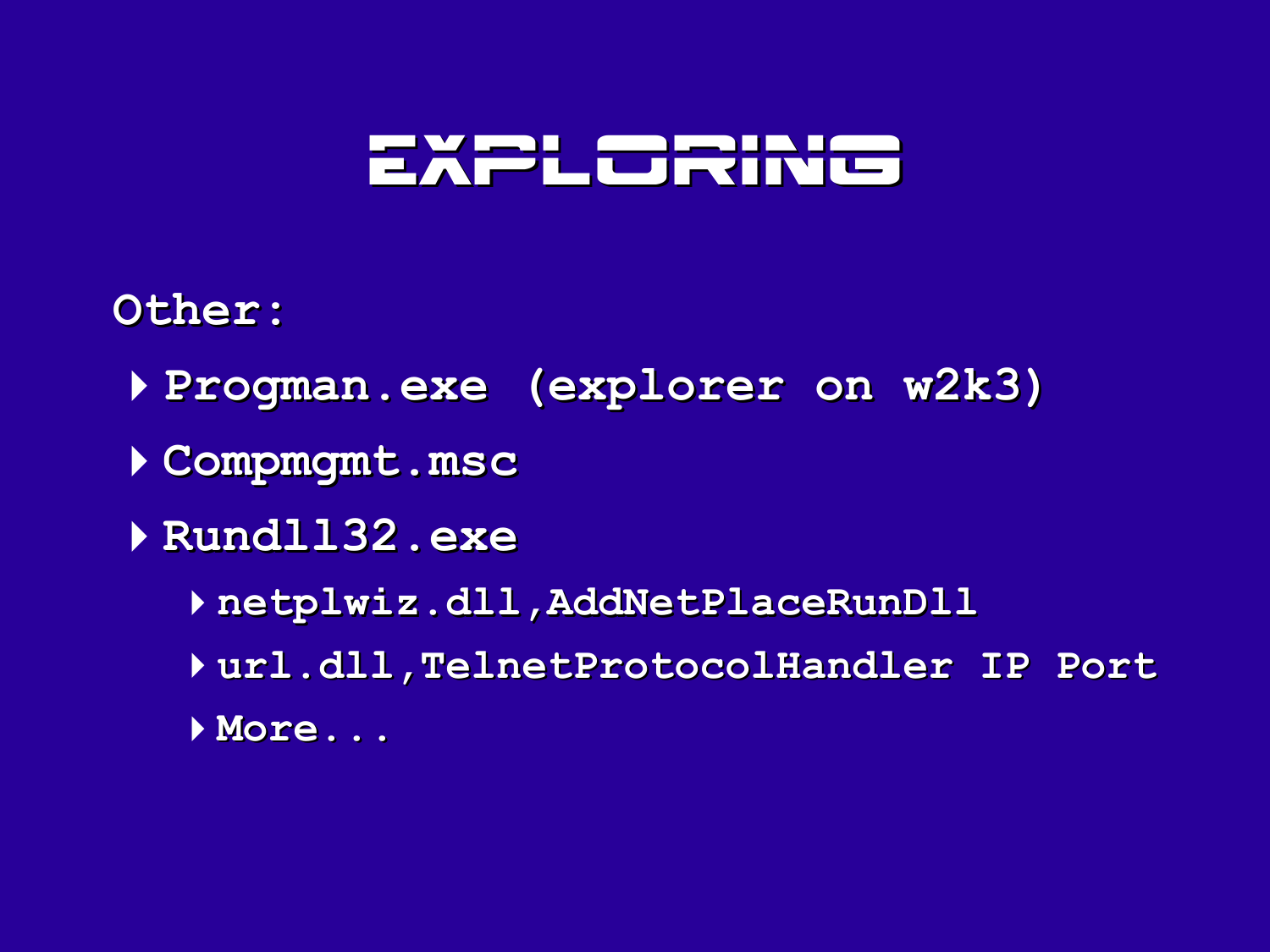# EXPLORING

Other:

- Progman.exe (explorer on w2k3)
- Compmgmt.msc
- Rundll32.exe
  - netplwiz.dll,AddNetPlaceRunDll
  - url.dll,TelnetProtocolHandler IP Port
  - More...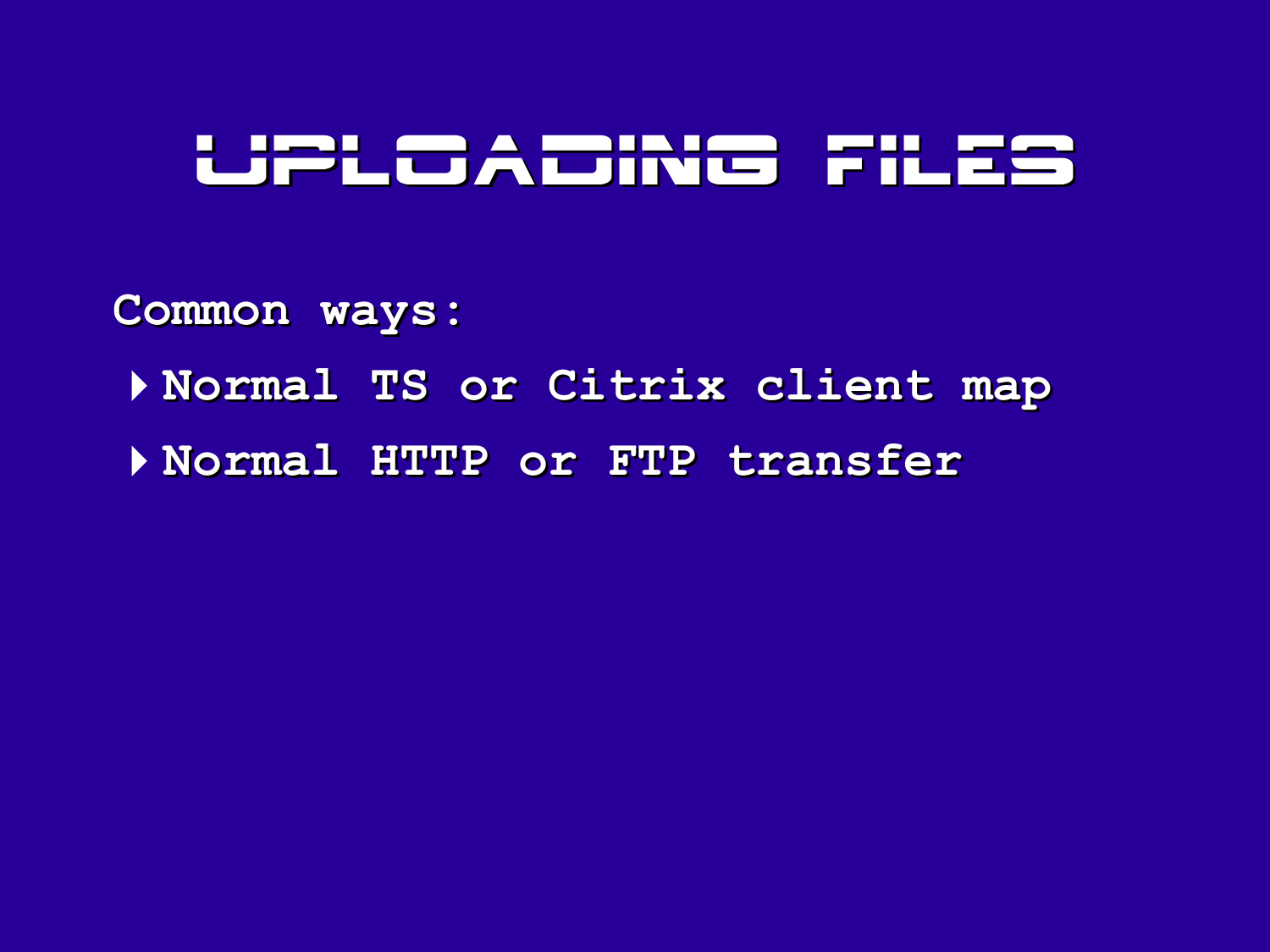# UPLOADING FILES

Common ways:

- Normal TS or Citrix client map
- Normal HTTP or FTP transfer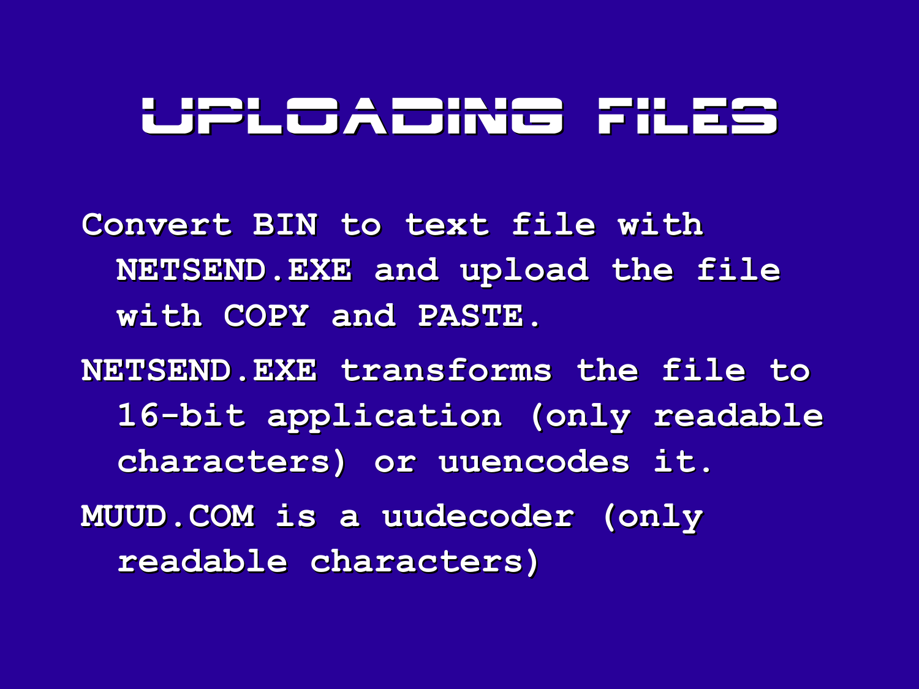# UPLOADING FILES

- Convert BIN to text file with NETSEND.EXE and upload the file with COPY and PASTE.
- NETSEND.EXE transforms the file to 16-bit application (only readable characters) or uuencodes it.
- MUUD.COM is a uudecoder (only readable characters)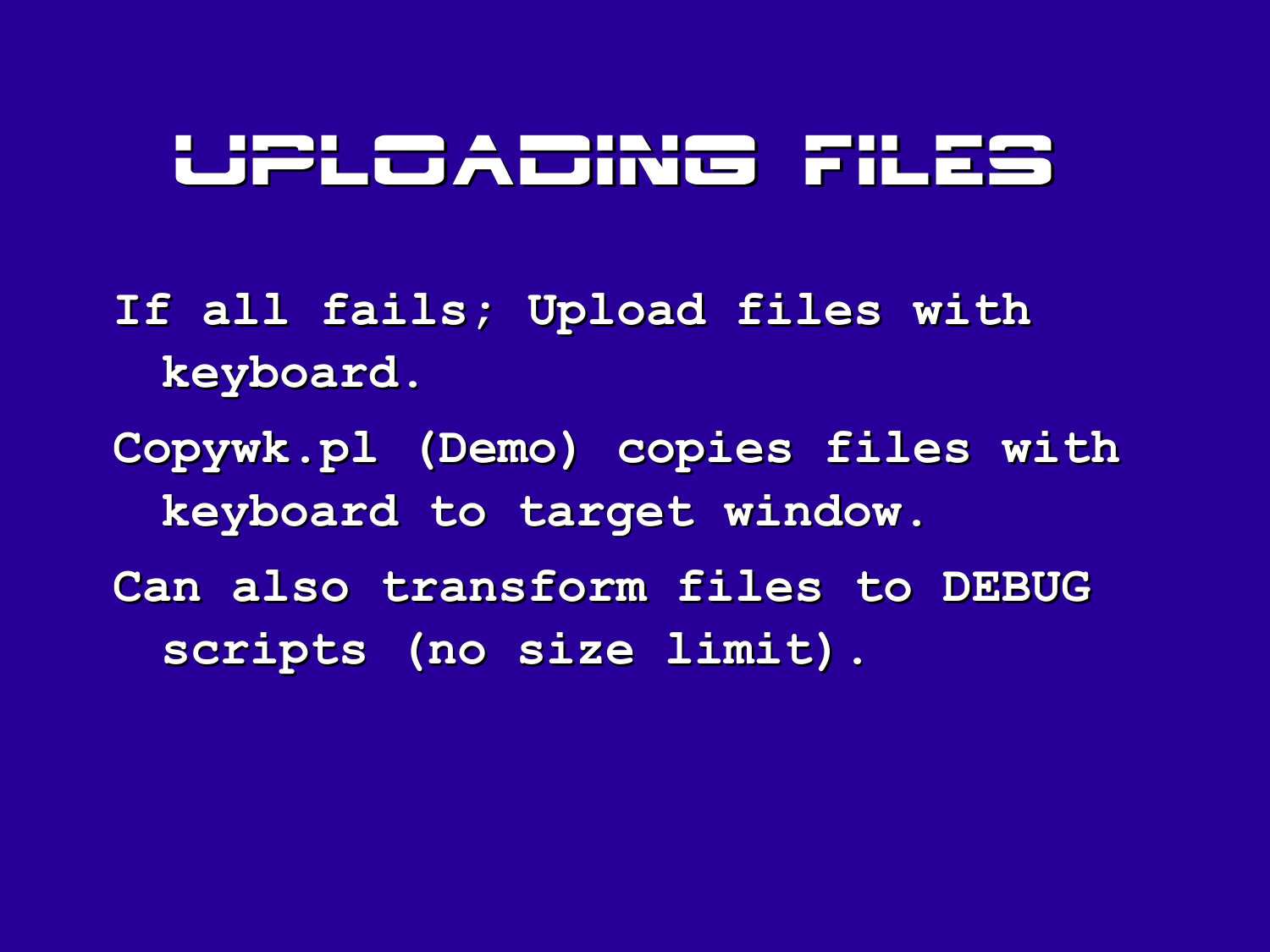# Uploading Files

- If all fails; Upload files with keyboard.
- Copywk.pl (Demo) copies files with keyboard to target window.
- Can also transform files to DEBUG scripts (no size limit).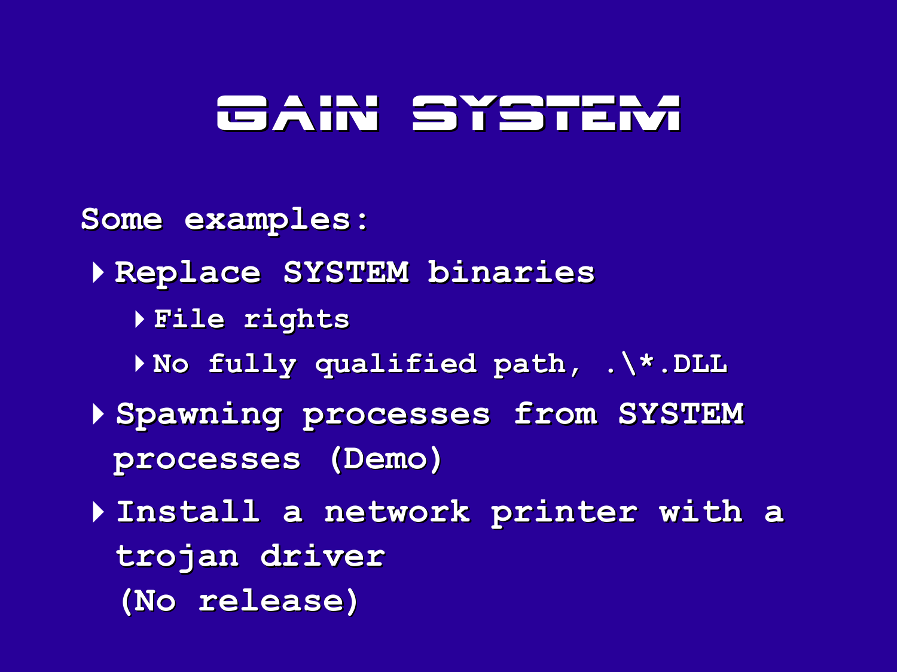# GAIN SYSTEM

Some examples:

- Replace SYSTEM binaries
  - File rights
  - No fully qualified path, .\*.DLL
- Spawning processes from SYSTEM processes (Demo)
- Install a network printer with a trojan driver
  (No release)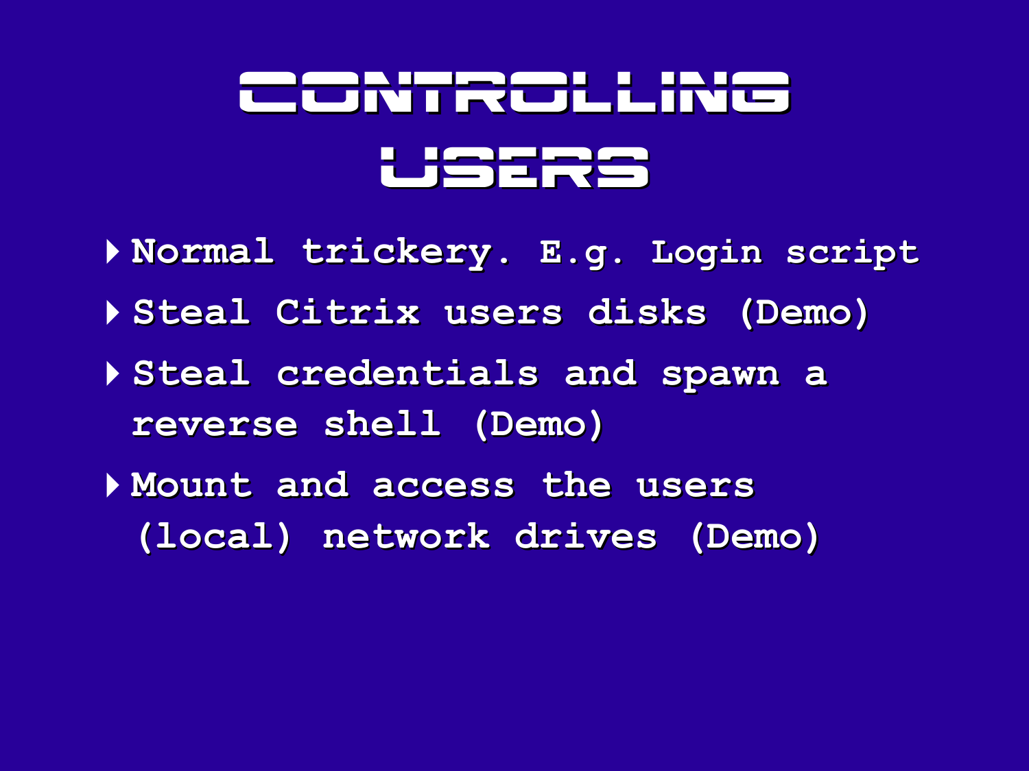# CONTROLLING USERS

- Normal trickery. E.g. Login script
- Steal Citrix users disks (Demo)
- Steal credentials and spawn a reverse shell (Demo)
- Mount and access the users (local) network drives (Demo)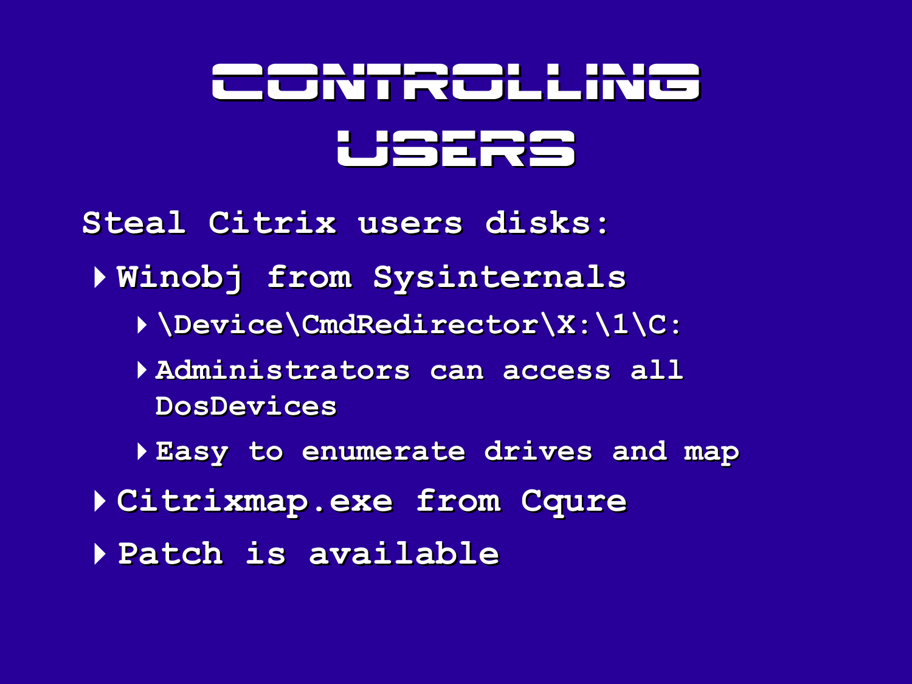# Controlling Users

Steal Citrix users disks:

- Winobj from Sysinternals
  - \Device\CmdRedirector\X:\1\C:
  - Administrators can access all DosDevices
  - Easy to enumerate drives and map
- Citrixmap.exe from Cqure
- Patch is available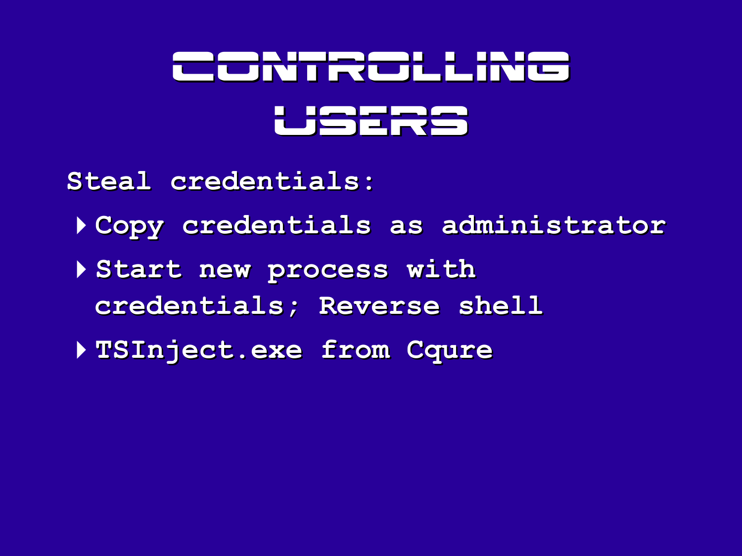# CONTROLLING USERS

Steal credentials:

- Copy credentials as administrator
- Start new process with credentials; Reverse shell
- TSInject.exe from Cqure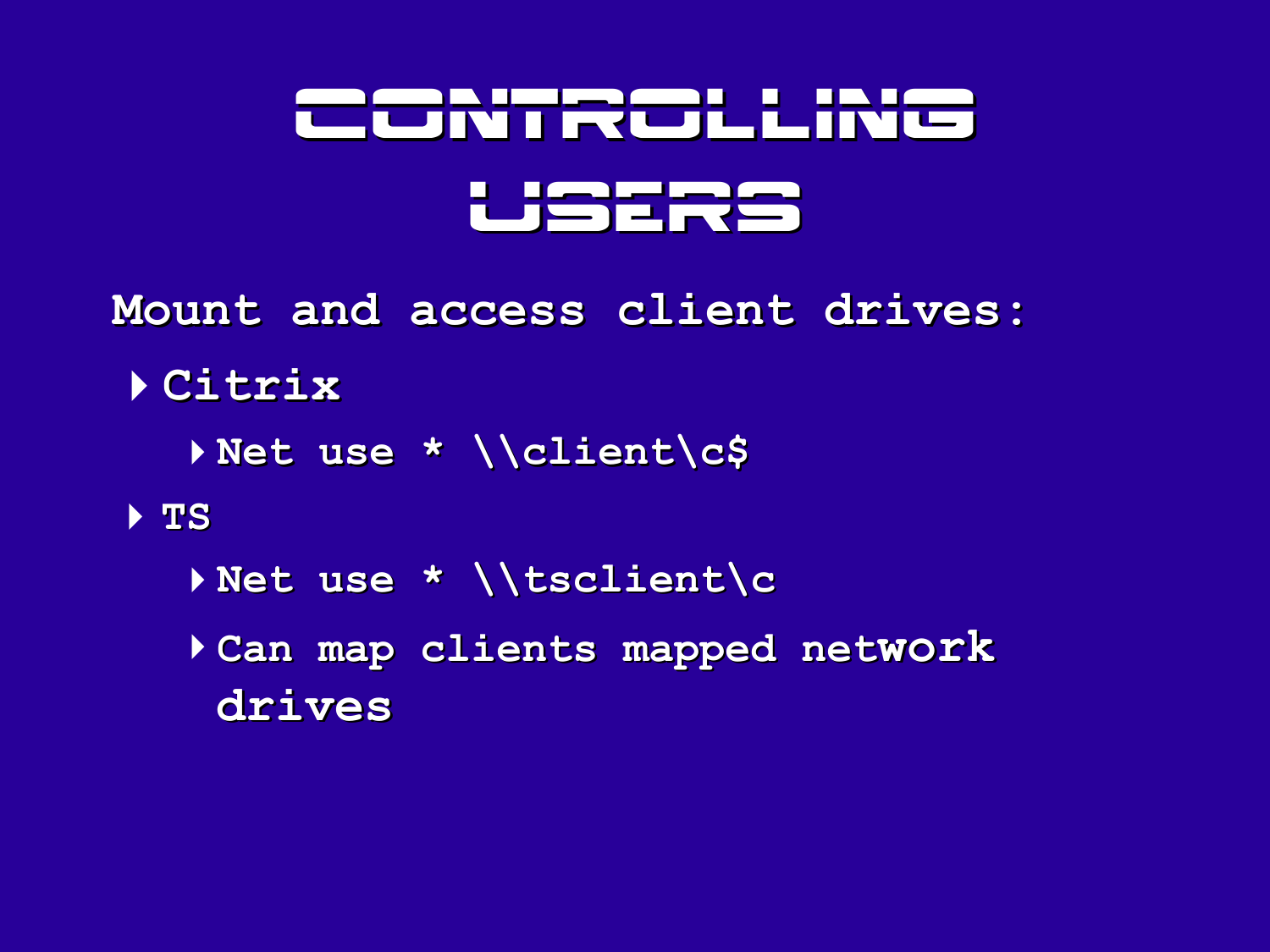# Controlling Users

Mount and access client drives:

- Citrix
  - Net use * \\client\c$
- TS
  - Net use * \\tsclient\c
  - Can map clients mapped network drives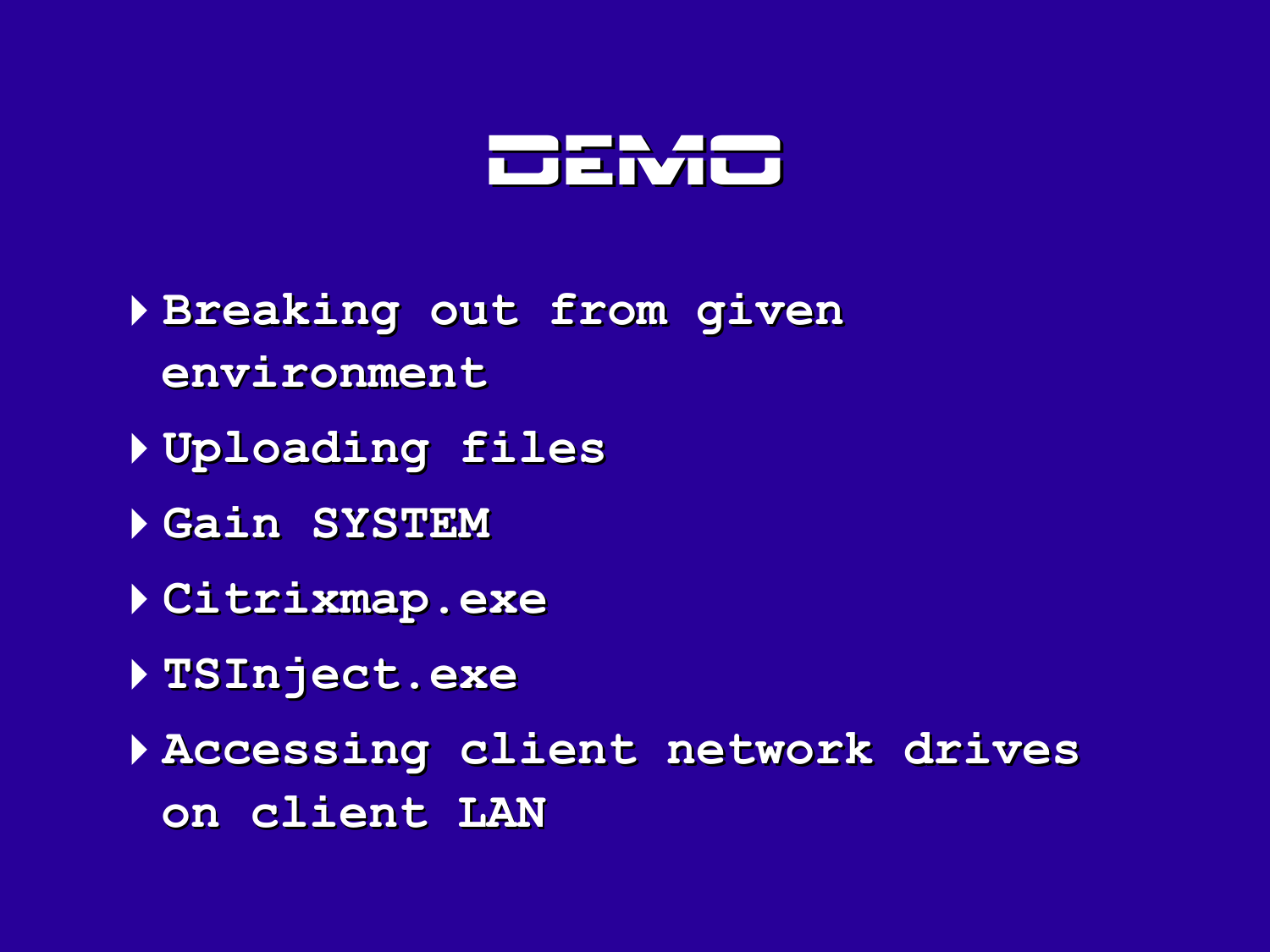# DEMO

- Breaking out from given environment
- Uploading files
- Gain SYSTEM
- Citrixmap.exe
- TSInject.exe
- Accessing client network drives on client LAN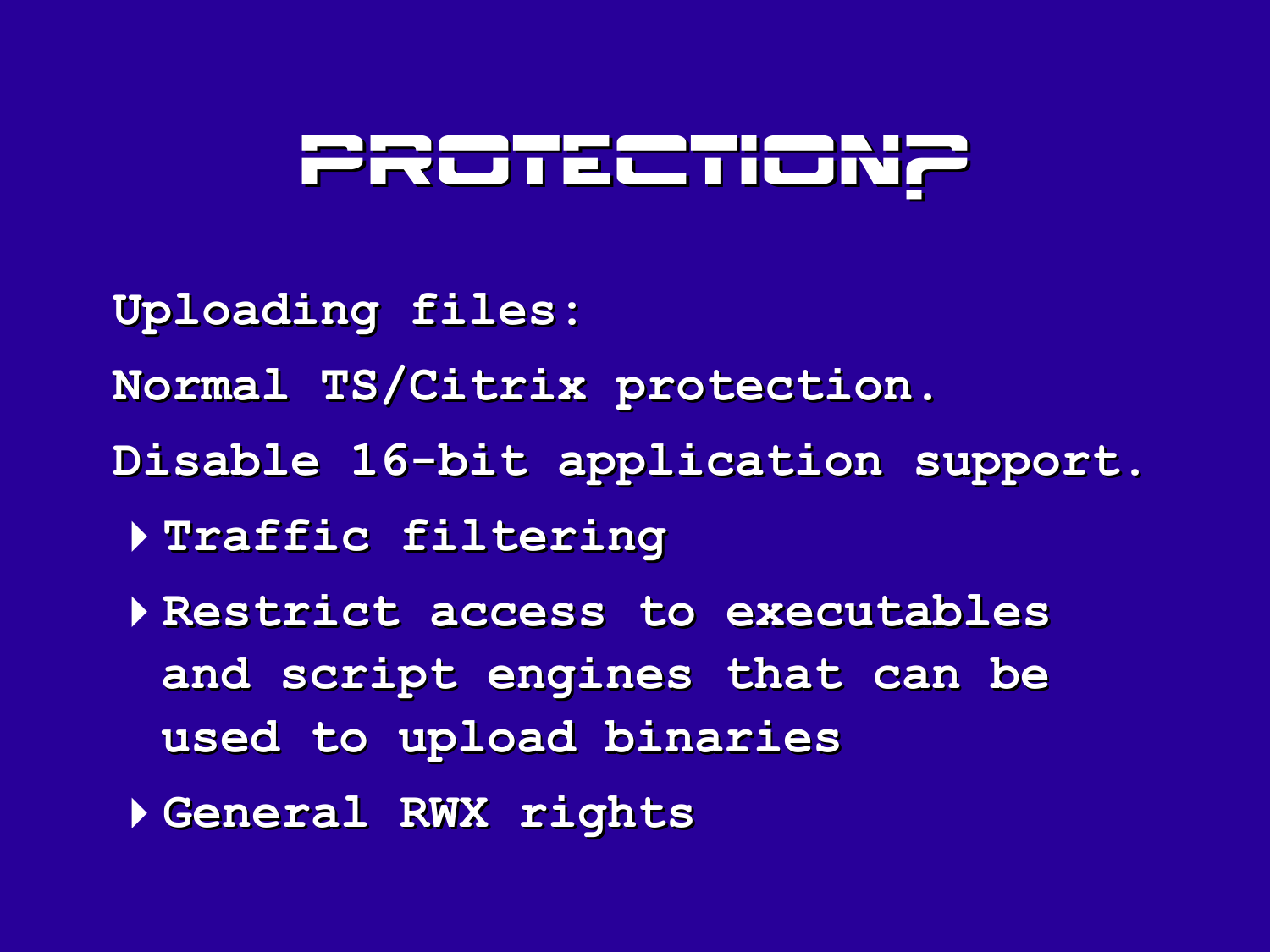# PROTECTION?

Uploading files:

Normal TS/Citrix protection.

Disable 16-bit application support.

- Traffic filtering
- Restrict access to executables and script engines that can be used to upload binaries
- General RWX rights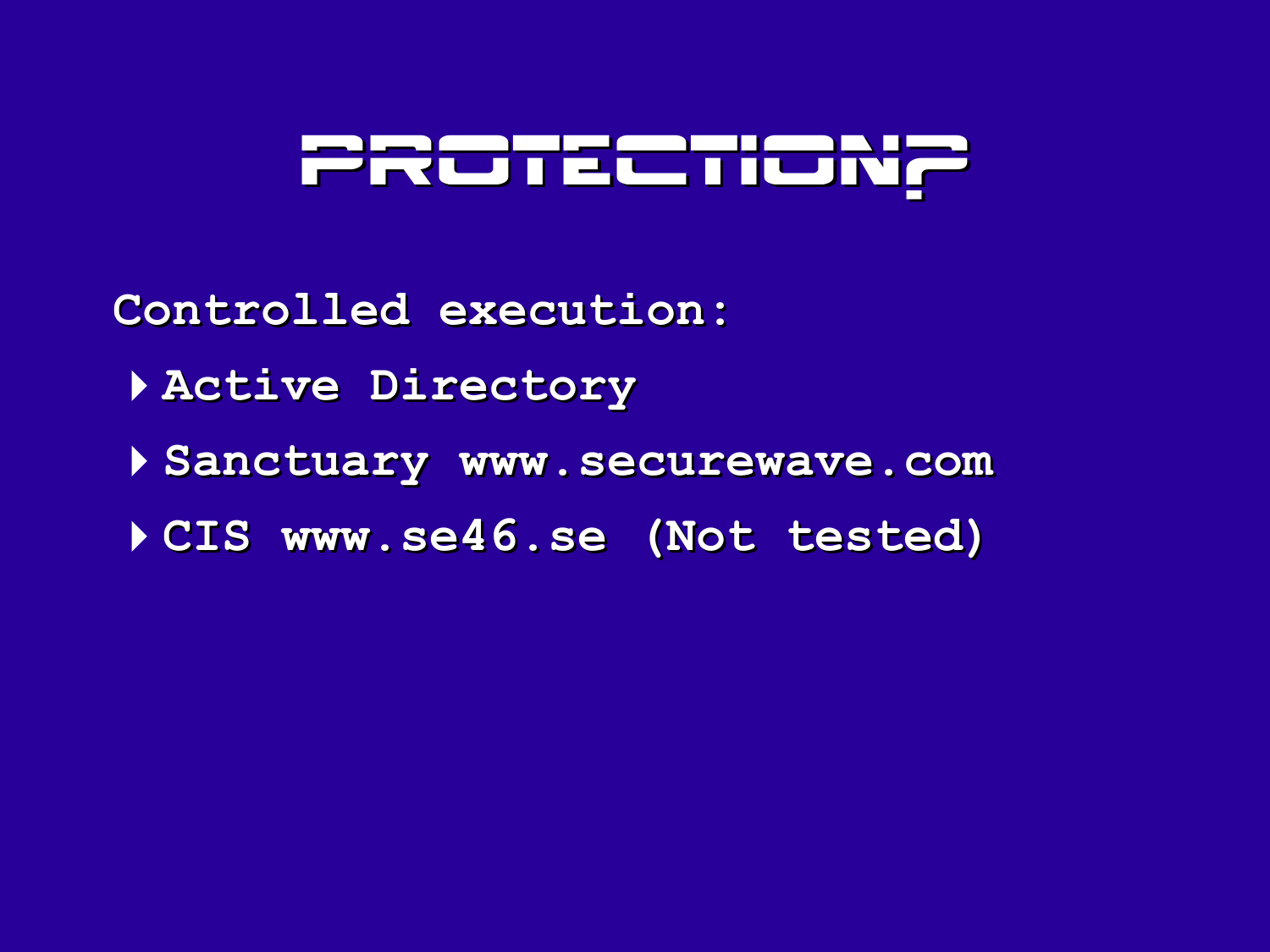# PROTECTION?

Controlled execution:

- Active Directory
- Sanctuary www.securewave.com
- CIS www.se46.se (Not tested)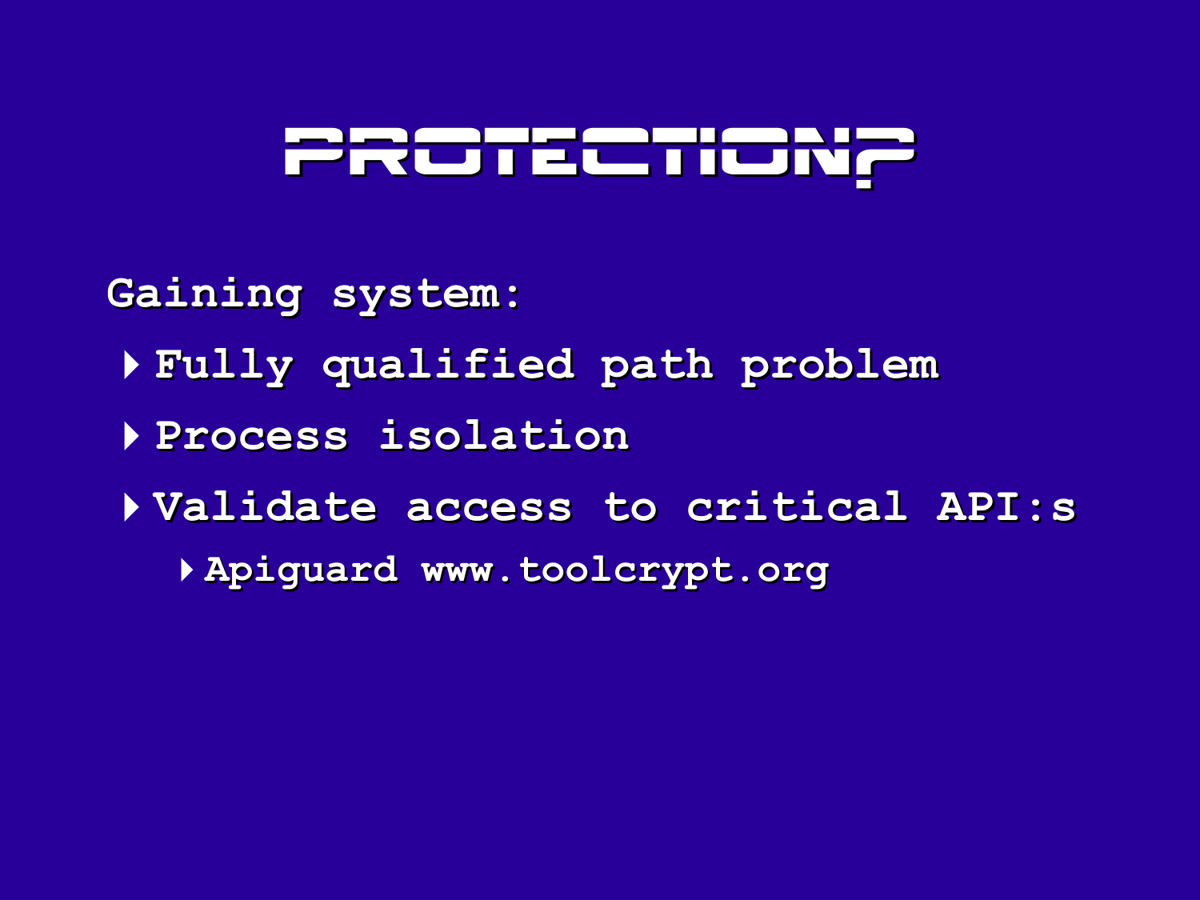# PROTECTION?

Gaining system:

- Fully qualified path problem
- Process isolation
- Validate access to critical API:s
  - Apiguard www.toolcrypt.org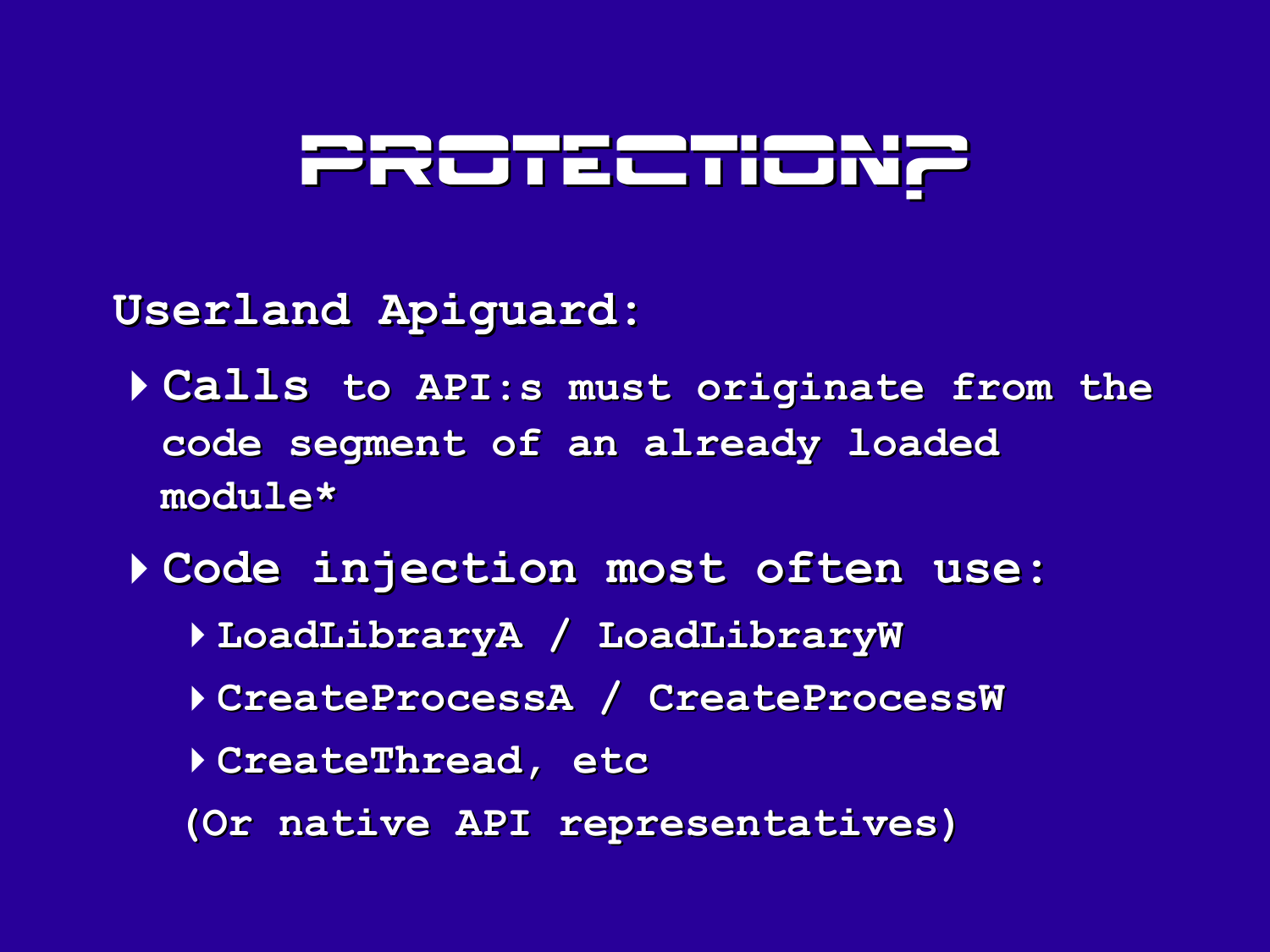# PROTECTION?

**Userland Apiguard:**

- Calls to API:s must originate from the code segment of an already loaded module*
- Code injection most often use:
  - LoadLibraryA / LoadLibraryW
  - CreateProcessA / CreateProcessW
  - CreateThread, etc

  (Or native API representatives)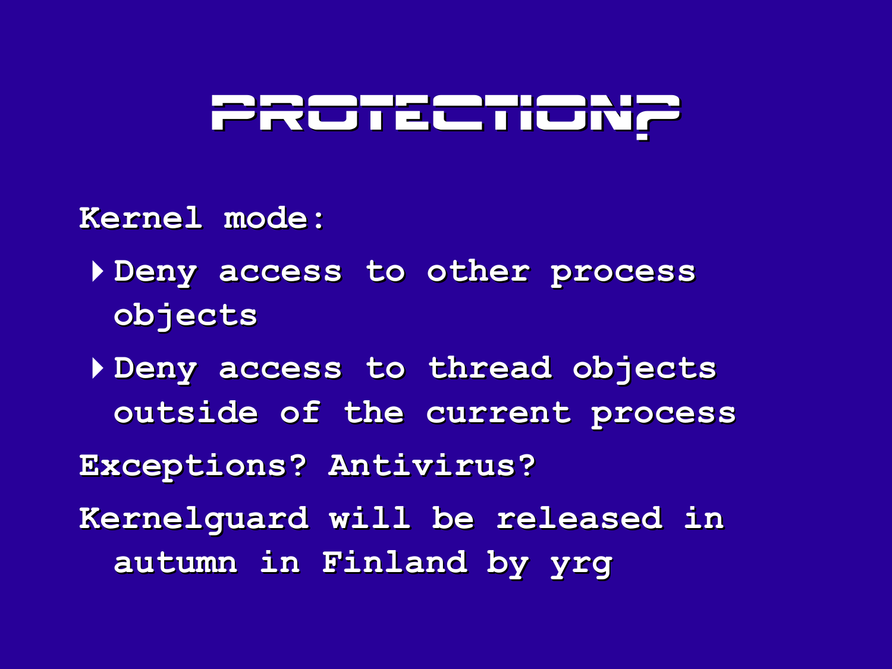# PROTECTION?

Kernel mode:

- Deny access to other process objects
- Deny access to thread objects outside of the current process

Exceptions? Antivirus?

Kernelguard will be released in autumn in Finland by yrg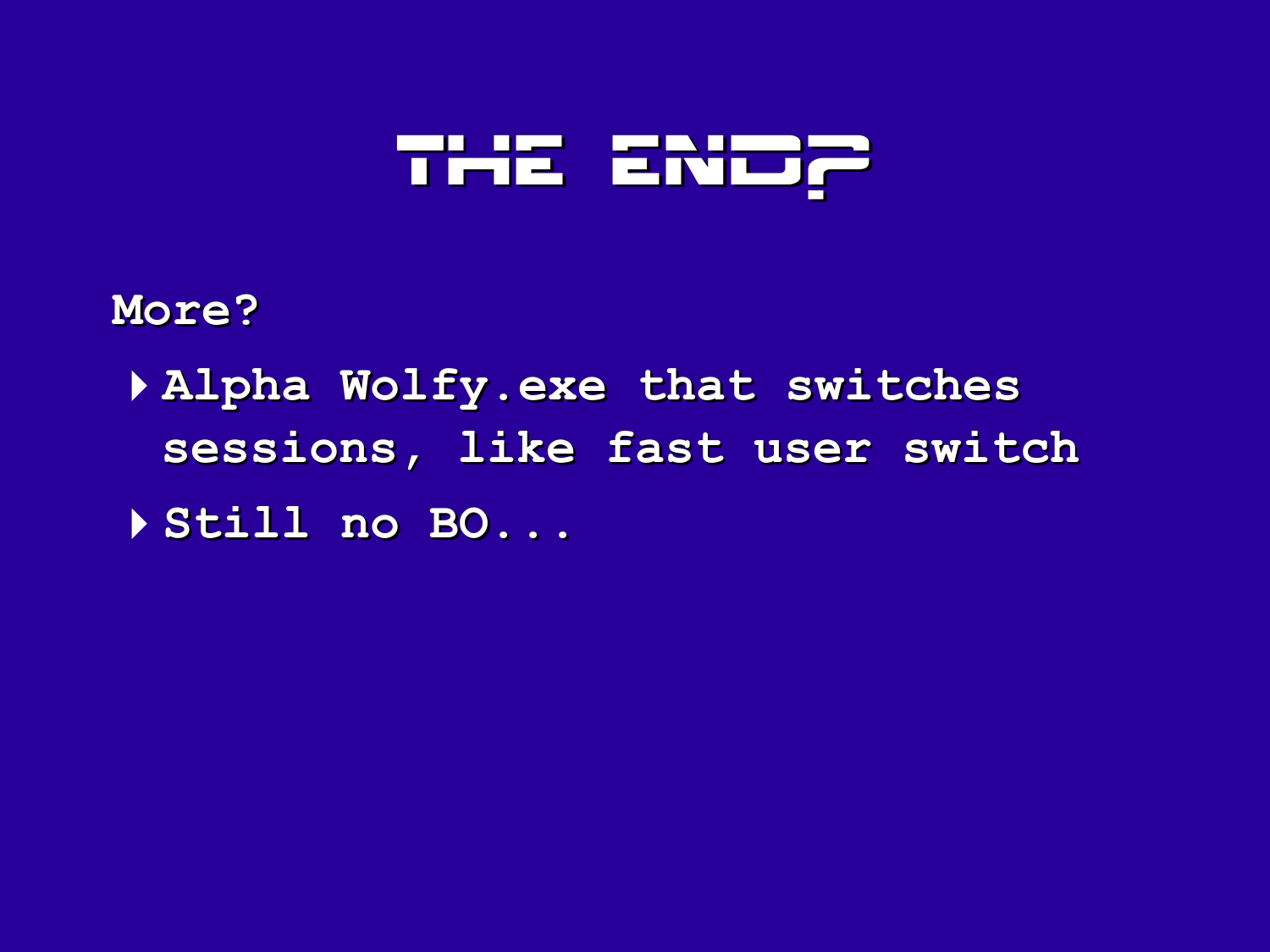# THE END?

More?

- Alpha Wolfy.exe that switches sessions, like fast user switch
- Still no BO...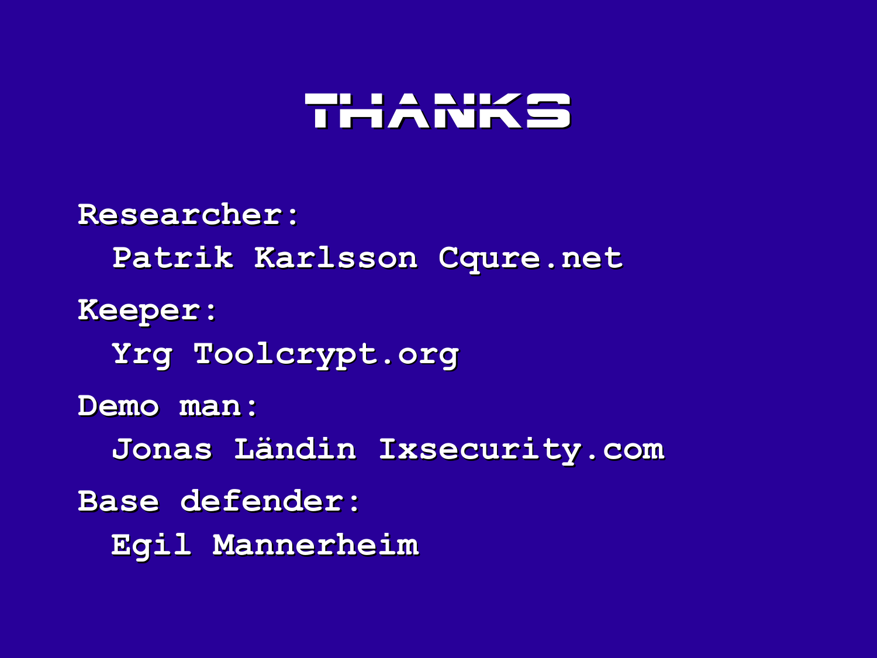# THANKS

Researcher:

Patrik Karlsson Cqure.net

Keeper:

Yrg Toolcrypt.org

Demo man:

Jonas Ländin Ixsecurity.com

Base defender:

Egil Mannerheim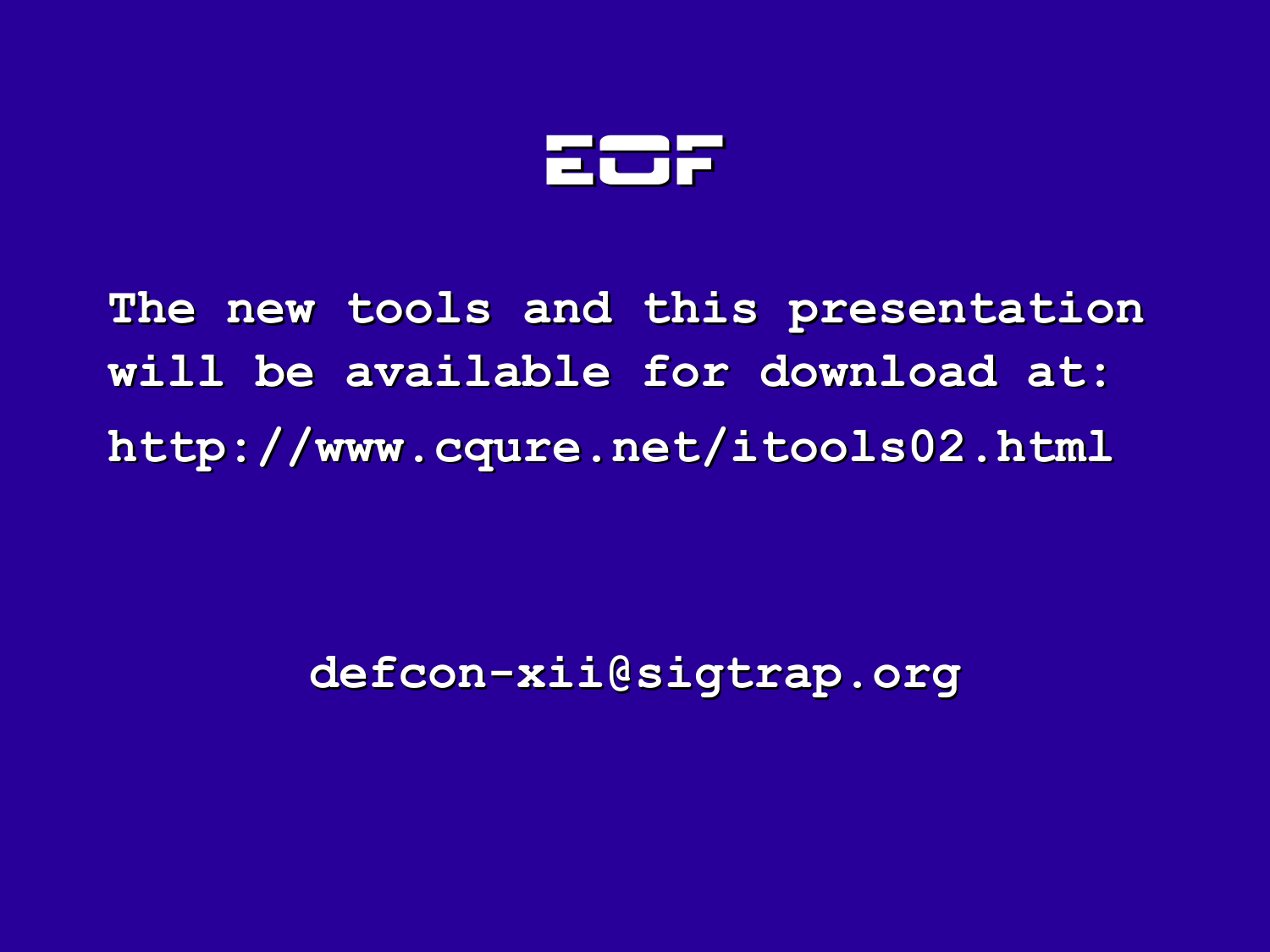# EOF

The new tools and this presentation will be available for download at:

http://www.cqure.net/itools02.html

defcon-xii@sigtrap.org